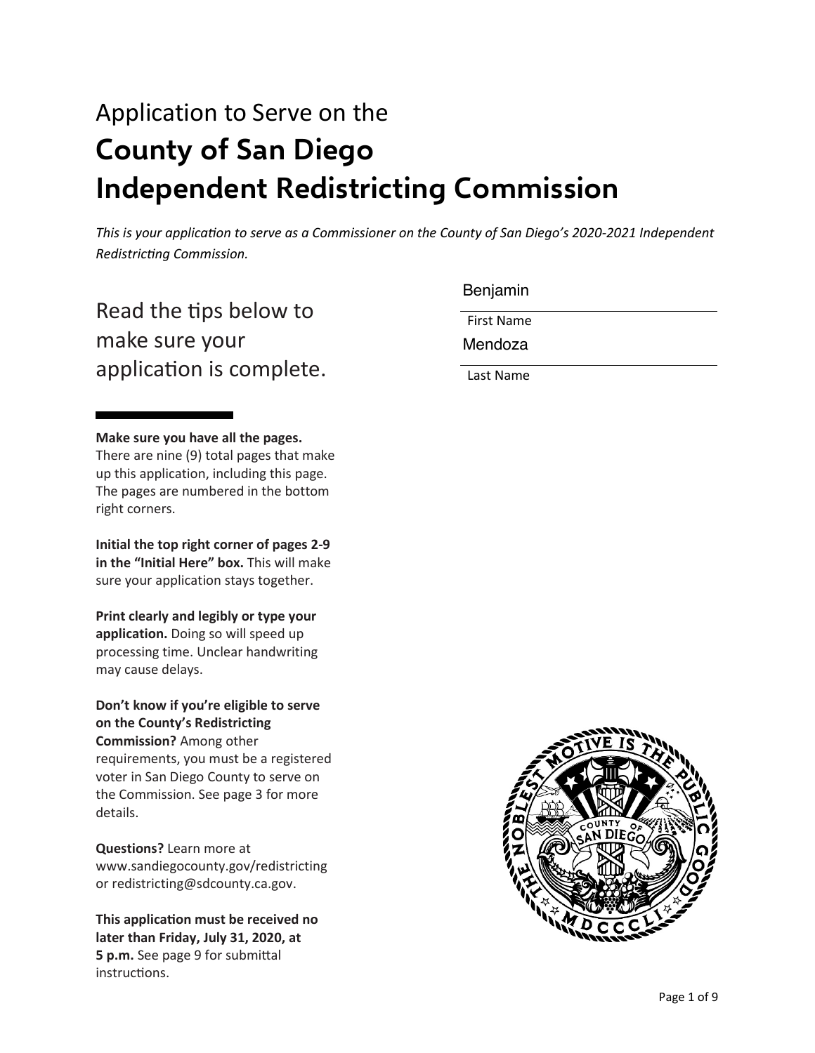# Application to Serve on the
# **County of San Diego Independent Redistricting Commission**

*This is your application to serve as a Commissioner on the County of San Diego's 2020-2021 Independent Redistricting Commission.*

Benjamin

First Name

Mendoza

Last Name

## Read the tips below to make sure your application is complete.

**Make sure you have all the pages.** There are nine (9) total pages that make up this application, including this page. The pages are numbered in the bottom right corners.

**Initial the top right corner of pages 2-9 in the "Initial Here" box.** This will make sure your application stays together.

**Print clearly and legibly or type your application.** Doing so will speed up processing time. Unclear handwriting may cause delays.

**Don't know if you're eligible to serve on the County's Redistricting Commission?** Among other requirements, you must be a registered voter in San Diego County to serve on the Commission. See page 3 for more details.

**Questions?** Learn more at www.sandiegocounty.gov/redistricting or redistricting@sdcounty.ca.gov.

**This application must be received no later than Friday, July 31, 2020, at 5 p.m.** See page 9 for submittal instructions.

THE NOBLEST MOTIVE IS THE PUBLIC GOOD
COUNTY OF SAN DIEGO
MDCCCLI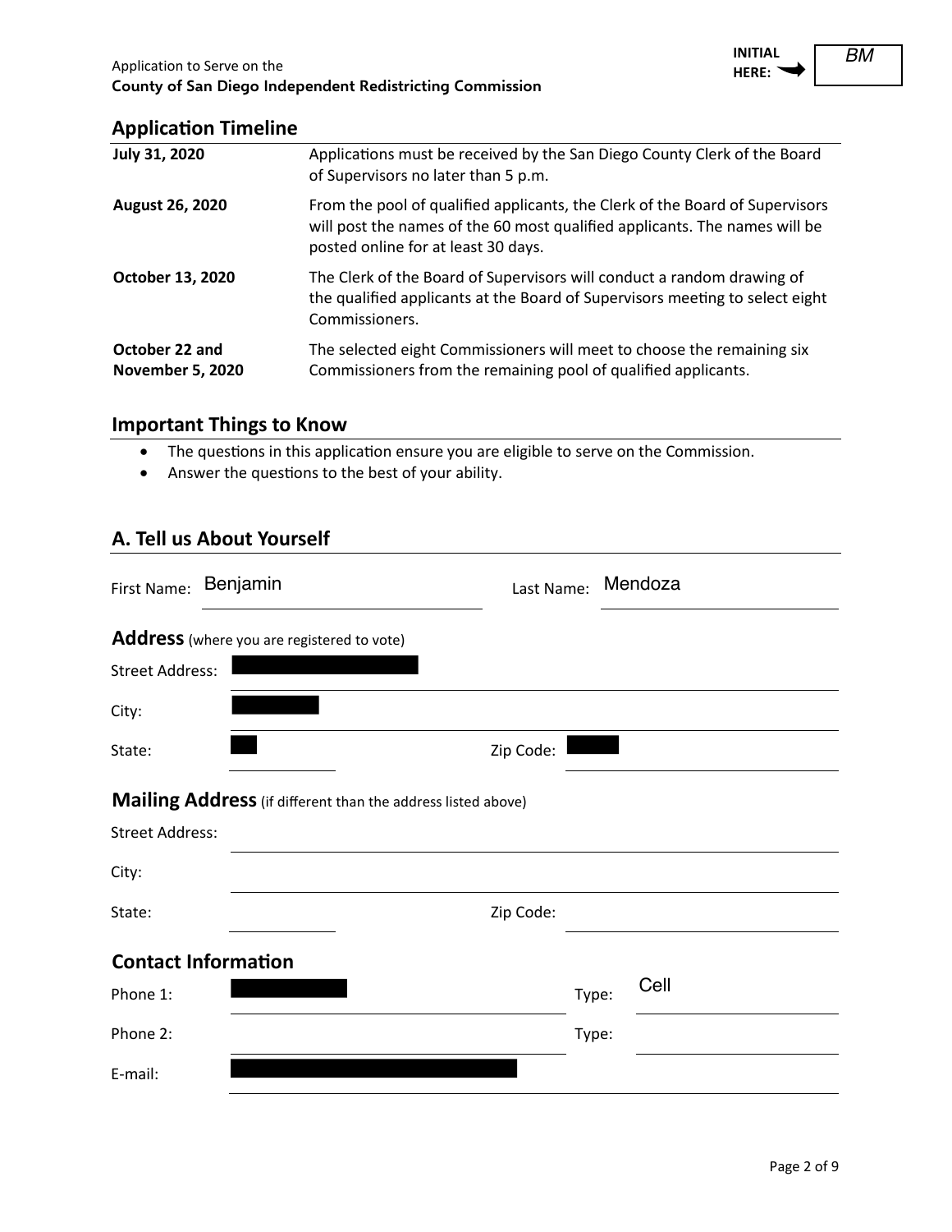INITIAL HERE: BM

## Application Timeline

| | |
|---|---|
| **July 31, 2020** | Applications must be received by the San Diego County Clerk of the Board of Supervisors no later than 5 p.m. |
| **August 26, 2020** | From the pool of qualified applicants, the Clerk of the Board of Supervisors will post the names of the 60 most qualified applicants. The names will be posted online for at least 30 days. |
| **October 13, 2020** | The Clerk of the Board of Supervisors will conduct a random drawing of the qualified applicants at the Board of Supervisors meeting to select eight Commissioners. |
| **October 22 and November 5, 2020** | The selected eight Commissioners will meet to choose the remaining six Commissioners from the remaining pool of qualified applicants. |

## Important Things to Know

- The questions in this application ensure you are eligible to serve on the Commission.
- Answer the questions to the best of your ability.

## A. Tell us About Yourself

First Name: Benjamin

Last Name: Mendoza

### Address (where you are registered to vote)

Street Address: [REDACTED]

City: [REDACTED]

State: [REDACTED]

Zip Code: [REDACTED]

### Mailing Address (if different than the address listed above)

Street Address:

City:

State:

Zip Code:

### Contact Information

Phone 1: [REDACTED]

Type: Cell

Phone 2:

Type:

E-mail: [REDACTED]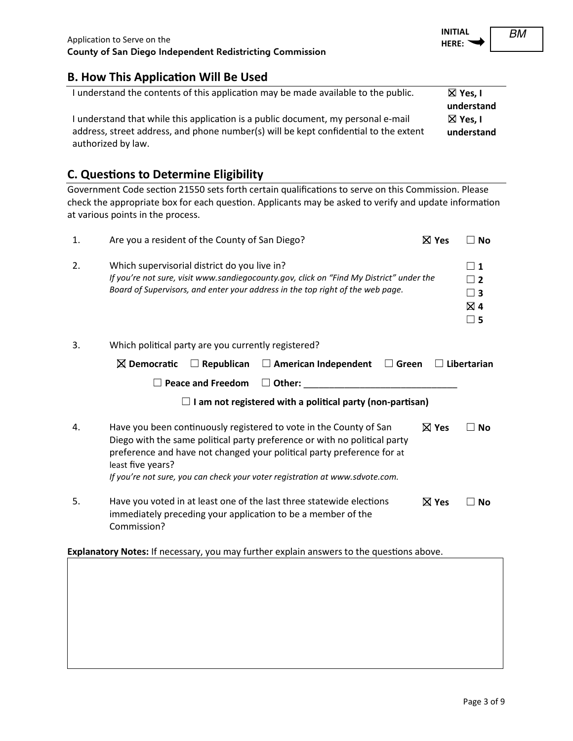INITIAL HERE: BM

## B. How This Application Will Be Used

| | |
|---|---|
| I understand the contents of this application may be made available to the public. | ☒ **Yes, I understand** |
| I understand that while this application is a public document, my personal e-mail address, street address, and phone number(s) will be kept confidential to the extent authorized by law. | ☒ **Yes, I understand** |

## C. Questions to Determine Eligibility

Government Code section 21550 sets forth certain qualifications to serve on this Commission. Please check the appropriate box for each question. Applicants may be asked to verify and update information at various points in the process.

1. Are you a resident of the County of San Diego? ☒ **Yes** ☐ **No**

2. Which supervisorial district do you live in?
   *If you're not sure, visit www.sandiegocounty.gov, click on "Find My District" under the Board of Supervisors, and enter your address in the top right of the web page.*
   ☐ **1**
   ☐ **2**
   ☐ **3**
   ☒ **4**
   ☐ **5**

3. Which political party are you currently registered?
   ☒ **Democratic** ☐ **Republican** ☐ **American Independent** ☐ **Green** ☐ **Libertarian**
   ☐ **Peace and Freedom** ☐ **Other:** ______________________________
   ☐ **I am not registered with a political party (non-partisan)**

4. Have you been continuously registered to vote in the County of San Diego with the same political party preference or with no political party preference and have not changed your political party preference for at least five years? ☒ **Yes** ☐ **No**
   *If you're not sure, you can check your voter registration at www.sdvote.com.*

5. Have you voted in at least one of the last three statewide elections immediately preceding your application to be a member of the Commission? ☒ **Yes** ☐ **No**

**Explanatory Notes:** If necessary, you may further explain answers to the questions above.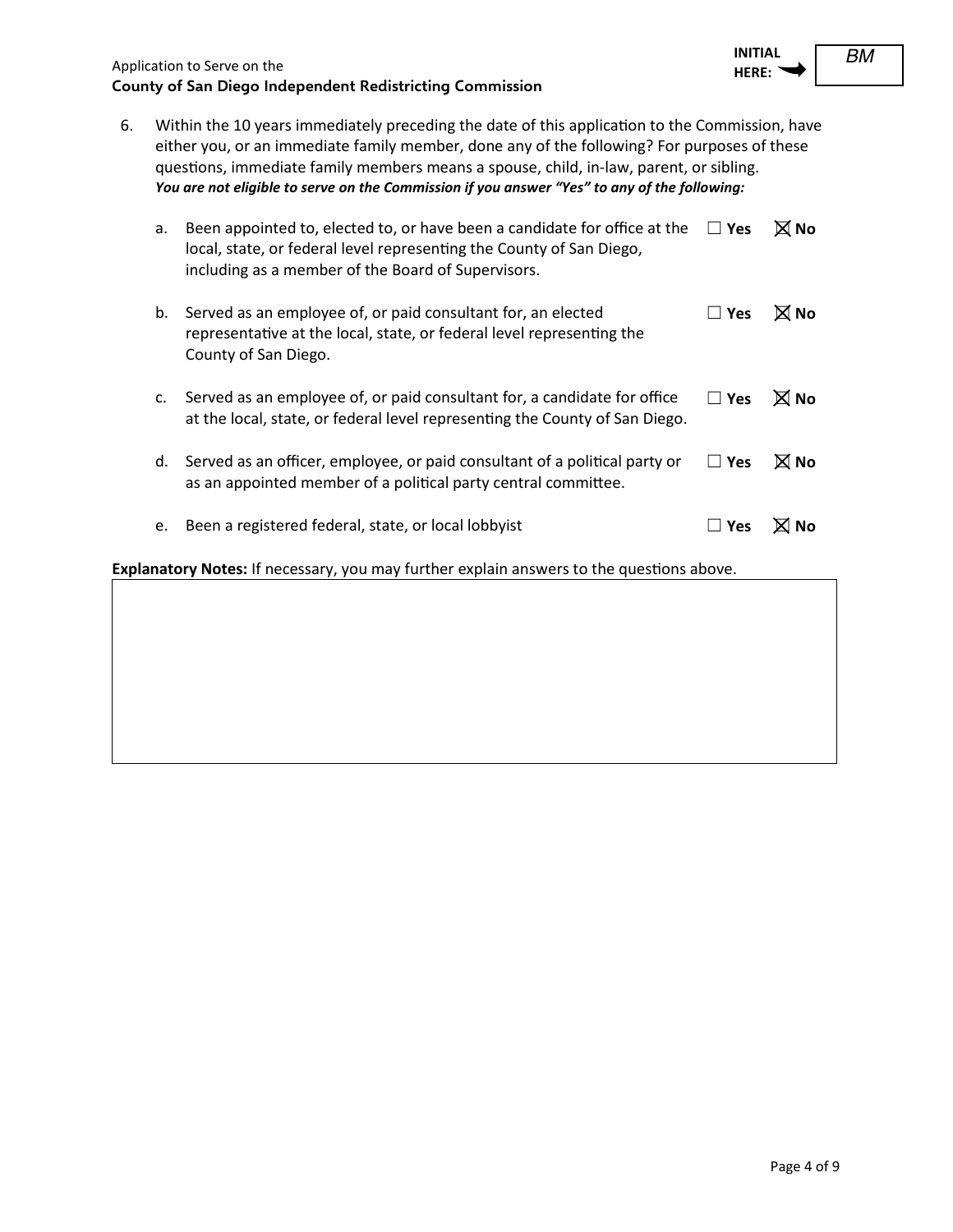INITIAL HERE: BM

6. Within the 10 years immediately preceding the date of this application to the Commission, have either you, or an immediate family member, done any of the following? For purposes of these questions, immediate family members means a spouse, child, in-law, parent, or sibling.
***You are not eligible to serve on the Commission if you answer "Yes" to any of the following:***

   a. Been appointed to, elected to, or have been a candidate for office at the local, state, or federal level representing the County of San Diego, including as a member of the Board of Supervisors. ☐ **Yes** ☒ **No**

   b. Served as an employee of, or paid consultant for, an elected representative at the local, state, or federal level representing the County of San Diego. ☐ **Yes** ☒ **No**

   c. Served as an employee of, or paid consultant for, a candidate for office at the local, state, or federal level representing the County of San Diego. ☐ **Yes** ☒ **No**

   d. Served as an officer, employee, or paid consultant of a political party or as an appointed member of a political party central committee. ☐ **Yes** ☒ **No**

   e. Been a registered federal, state, or local lobbyist ☐ **Yes** ☒ **No**

**Explanatory Notes:** If necessary, you may further explain answers to the questions above.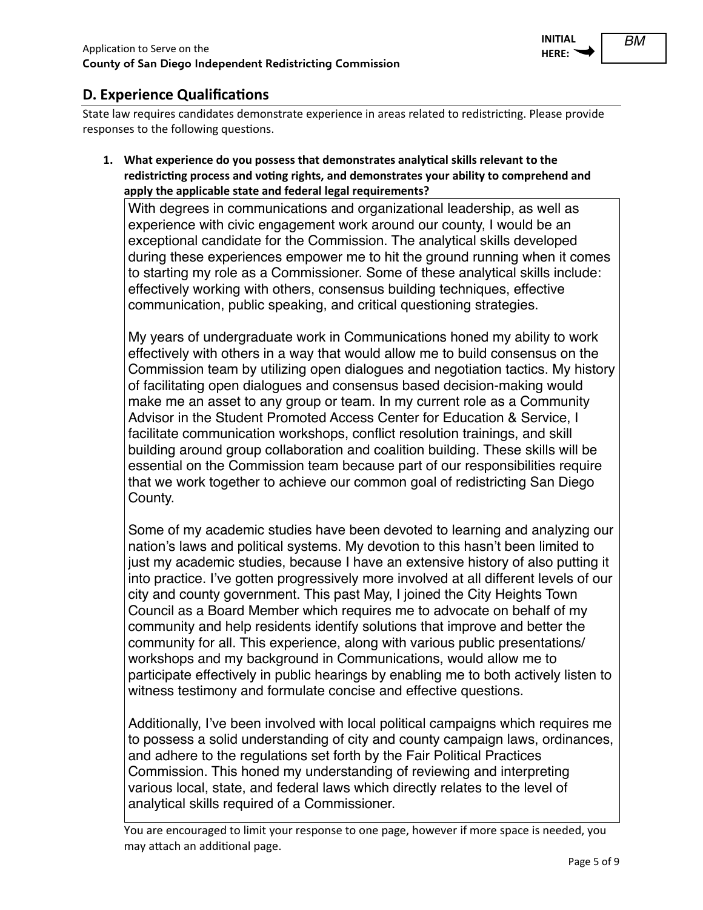INITIAL HERE: BM

## D. Experience Qualifications

State law requires candidates demonstrate experience in areas related to redistricting. Please provide responses to the following questions.

1. **What experience do you possess that demonstrates analytical skills relevant to the redistricting process and voting rights, and demonstrates your ability to comprehend and apply the applicable state and federal legal requirements?**

With degrees in communications and organizational leadership, as well as experience with civic engagement work around our county, I would be an exceptional candidate for the Commission. The analytical skills developed during these experiences empower me to hit the ground running when it comes to starting my role as a Commissioner. Some of these analytical skills include: effectively working with others, consensus building techniques, effective communication, public speaking, and critical questioning strategies.

My years of undergraduate work in Communications honed my ability to work effectively with others in a way that would allow me to build consensus on the Commission team by utilizing open dialogues and negotiation tactics. My history of facilitating open dialogues and consensus based decision-making would make me an asset to any group or team. In my current role as a Community Advisor in the Student Promoted Access Center for Education & Service, I facilitate communication workshops, conflict resolution trainings, and skill building around group collaboration and coalition building. These skills will be essential on the Commission team because part of our responsibilities require that we work together to achieve our common goal of redistricting San Diego County.

Some of my academic studies have been devoted to learning and analyzing our nation's laws and political systems. My devotion to this hasn't been limited to just my academic studies, because I have an extensive history of also putting it into practice. I've gotten progressively more involved at all different levels of our city and county government. This past May, I joined the City Heights Town Council as a Board Member which requires me to advocate on behalf of my community and help residents identify solutions that improve and better the community for all. This experience, along with various public presentations/ workshops and my background in Communications, would allow me to participate effectively in public hearings by enabling me to both actively listen to witness testimony and formulate concise and effective questions.

Additionally, I've been involved with local political campaigns which requires me to possess a solid understanding of city and county campaign laws, ordinances, and adhere to the regulations set forth by the Fair Political Practices Commission. This honed my understanding of reviewing and interpreting various local, state, and federal laws which directly relates to the level of analytical skills required of a Commissioner.

You are encouraged to limit your response to one page, however if more space is needed, you may attach an additional page.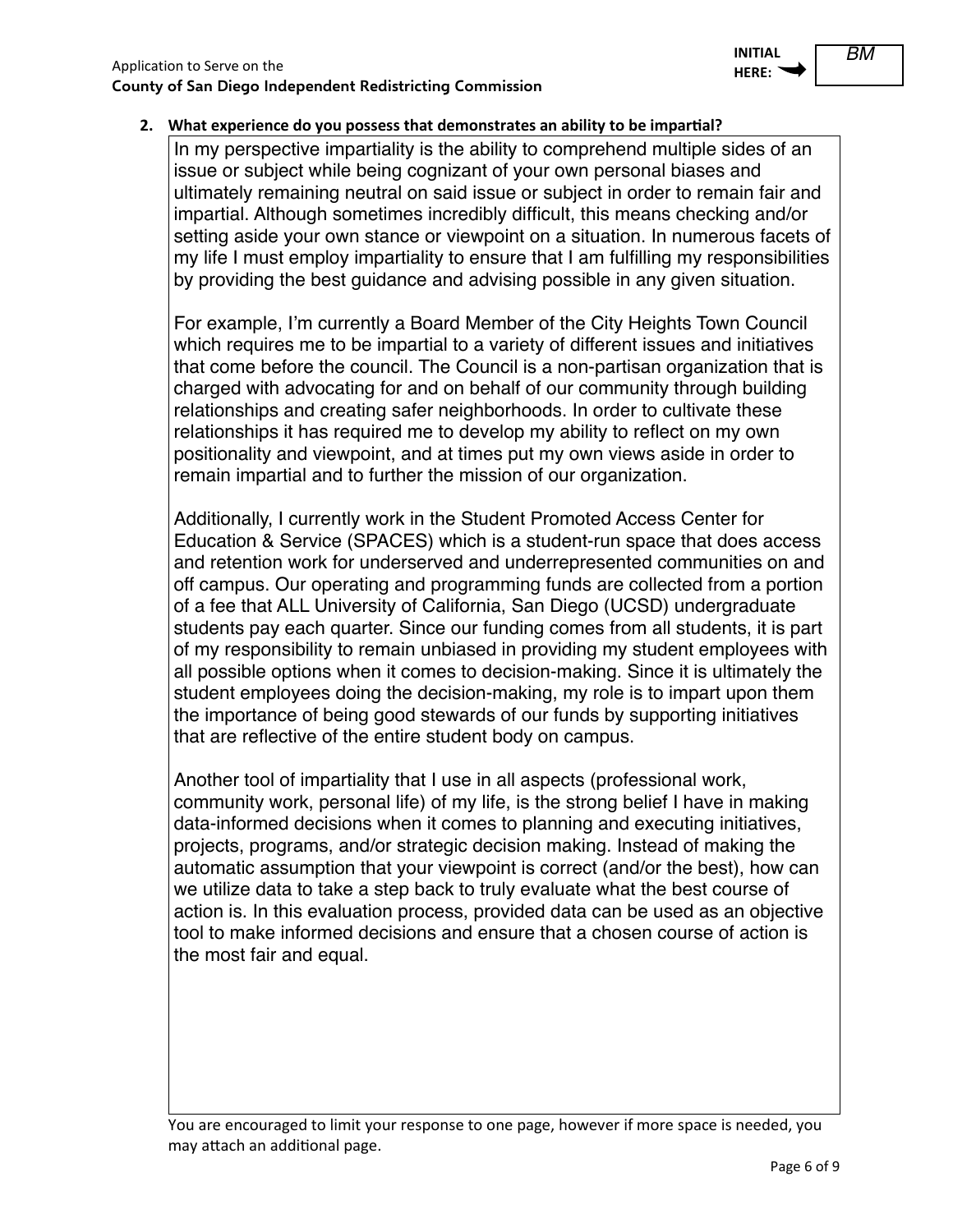INITIAL HERE: BM

**2. What experience do you possess that demonstrates an ability to be impartial?**

In my perspective impartiality is the ability to comprehend multiple sides of an issue or subject while being cognizant of your own personal biases and ultimately remaining neutral on said issue or subject in order to remain fair and impartial. Although sometimes incredibly difficult, this means checking and/or setting aside your own stance or viewpoint on a situation. In numerous facets of my life I must employ impartiality to ensure that I am fulfilling my responsibilities by providing the best guidance and advising possible in any given situation.

For example, I'm currently a Board Member of the City Heights Town Council which requires me to be impartial to a variety of different issues and initiatives that come before the council. The Council is a non-partisan organization that is charged with advocating for and on behalf of our community through building relationships and creating safer neighborhoods. In order to cultivate these relationships it has required me to develop my ability to reflect on my own positionality and viewpoint, and at times put my own views aside in order to remain impartial and to further the mission of our organization.

Additionally, I currently work in the Student Promoted Access Center for Education & Service (SPACES) which is a student-run space that does access and retention work for underserved and underrepresented communities on and off campus. Our operating and programming funds are collected from a portion of a fee that ALL University of California, San Diego (UCSD) undergraduate students pay each quarter. Since our funding comes from all students, it is part of my responsibility to remain unbiased in providing my student employees with all possible options when it comes to decision-making. Since it is ultimately the student employees doing the decision-making, my role is to impart upon them the importance of being good stewards of our funds by supporting initiatives that are reflective of the entire student body on campus.

Another tool of impartiality that I use in all aspects (professional work, community work, personal life) of my life, is the strong belief I have in making data-informed decisions when it comes to planning and executing initiatives, projects, programs, and/or strategic decision making. Instead of making the automatic assumption that your viewpoint is correct (and/or the best), how can we utilize data to take a step back to truly evaluate what the best course of action is. In this evaluation process, provided data can be used as an objective tool to make informed decisions and ensure that a chosen course of action is the most fair and equal.

You are encouraged to limit your response to one page, however if more space is needed, you may attach an additional page.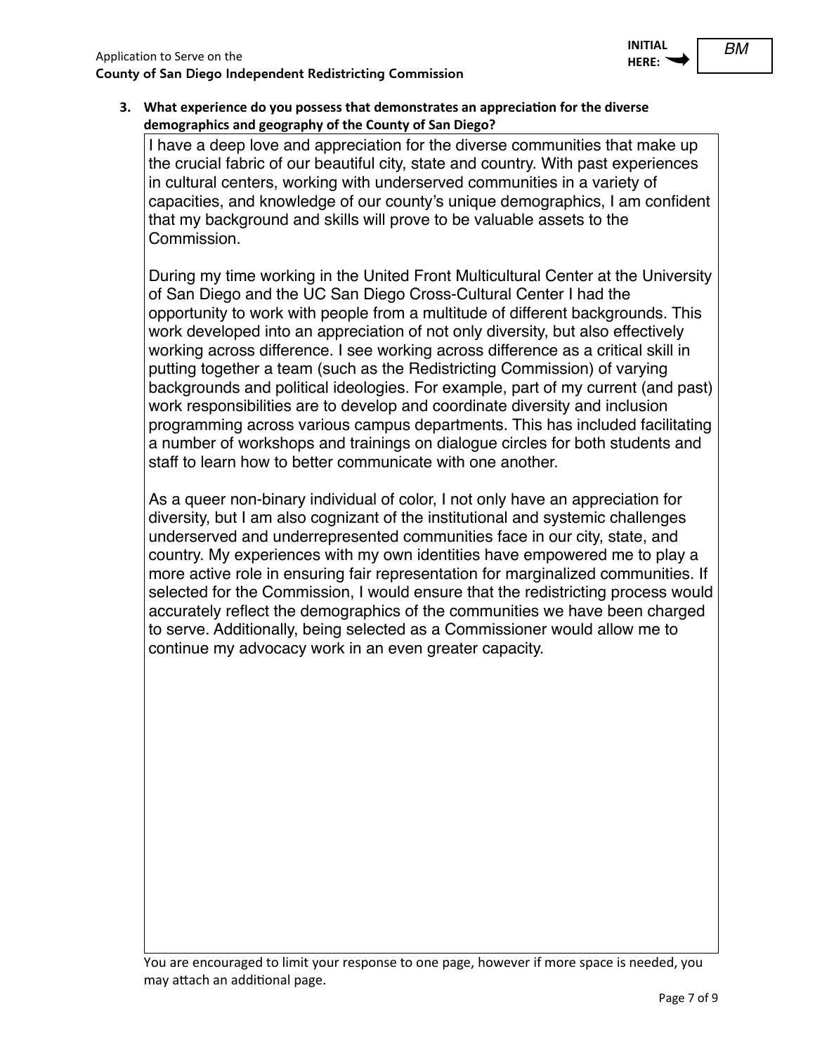**3. What experience do you possess that demonstrates an appreciation for the diverse demographics and geography of the County of San Diego?**

I have a deep love and appreciation for the diverse communities that make up the crucial fabric of our beautiful city, state and country. With past experiences in cultural centers, working with underserved communities in a variety of capacities, and knowledge of our county's unique demographics, I am confident that my background and skills will prove to be valuable assets to the Commission.

During my time working in the United Front Multicultural Center at the University of San Diego and the UC San Diego Cross-Cultural Center I had the opportunity to work with people from a multitude of different backgrounds. This work developed into an appreciation of not only diversity, but also effectively working across difference. I see working across difference as a critical skill in putting together a team (such as the Redistricting Commission) of varying backgrounds and political ideologies. For example, part of my current (and past) work responsibilities are to develop and coordinate diversity and inclusion programming across various campus departments. This has included facilitating a number of workshops and trainings on dialogue circles for both students and staff to learn how to better communicate with one another.

As a queer non-binary individual of color, I not only have an appreciation for diversity, but I am also cognizant of the institutional and systemic challenges underserved and underrepresented communities face in our city, state, and country. My experiences with my own identities have empowered me to play a more active role in ensuring fair representation for marginalized communities. If selected for the Commission, I would ensure that the redistricting process would accurately reflect the demographics of the communities we have been charged to serve. Additionally, being selected as a Commissioner would allow me to continue my advocacy work in an even greater capacity.

You are encouraged to limit your response to one page, however if more space is needed, you may attach an additional page.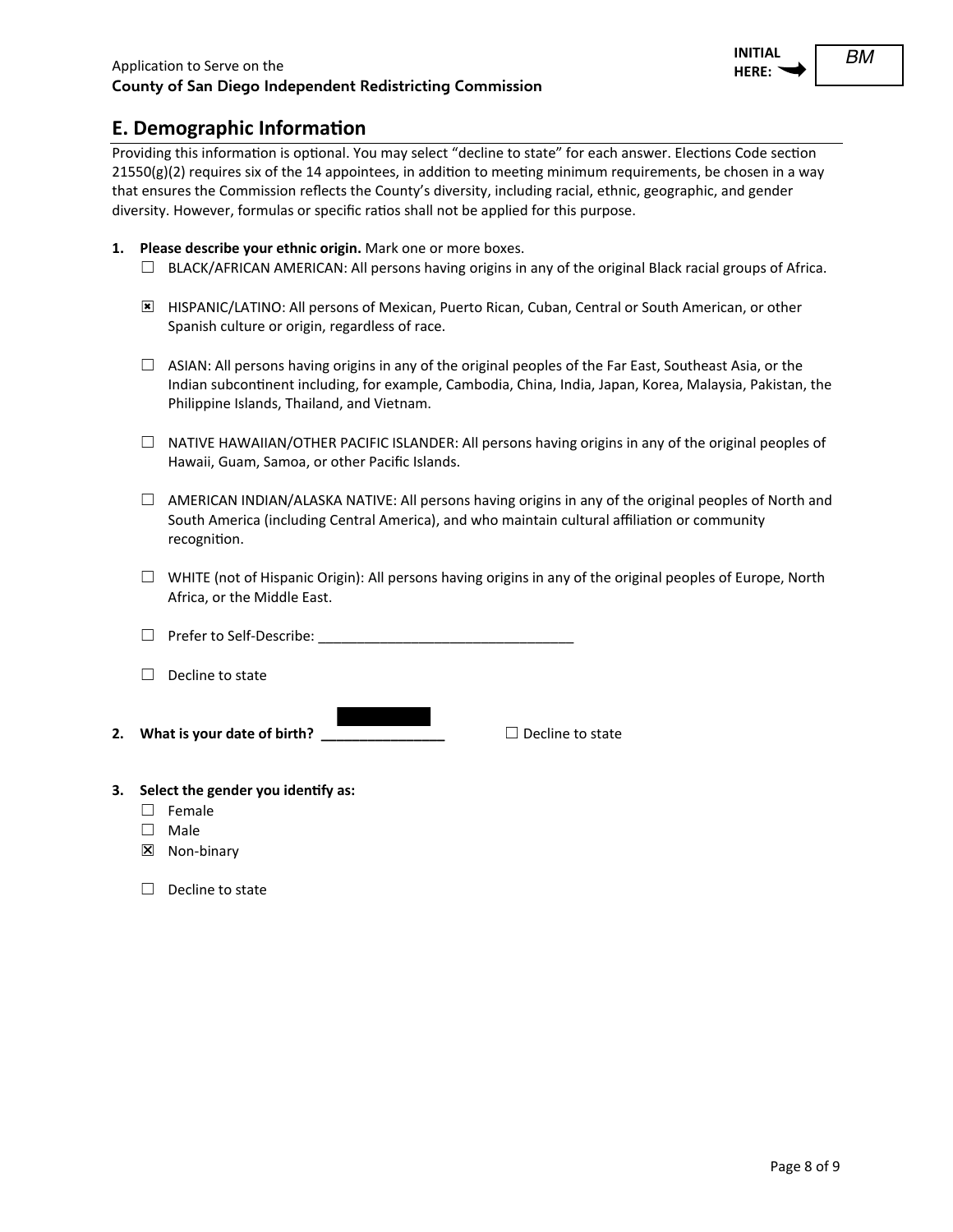Application to Serve on the
**County of San Diego Independent Redistricting Commission**

**INITIAL HERE:** BM

## E. Demographic Information

Providing this information is optional. You may select "decline to state" for each answer. Elections Code section 21550(g)(2) requires six of the 14 appointees, in addition to meeting minimum requirements, be chosen in a way that ensures the Commission reflects the County's diversity, including racial, ethnic, geographic, and gender diversity. However, formulas or specific ratios shall not be applied for this purpose.

1. **Please describe your ethnic origin.** Mark one or more boxes.
   - ☐ BLACK/AFRICAN AMERICAN: All persons having origins in any of the original Black racial groups of Africa.
   - ☒ HISPANIC/LATINO: All persons of Mexican, Puerto Rican, Cuban, Central or South American, or other Spanish culture or origin, regardless of race.
   - ☐ ASIAN: All persons having origins in any of the original peoples of the Far East, Southeast Asia, or the Indian subcontinent including, for example, Cambodia, China, India, Japan, Korea, Malaysia, Pakistan, the Philippine Islands, Thailand, and Vietnam.
   - ☐ NATIVE HAWAIIAN/OTHER PACIFIC ISLANDER: All persons having origins in any of the original peoples of Hawaii, Guam, Samoa, or other Pacific Islands.
   - ☐ AMERICAN INDIAN/ALASKA NATIVE: All persons having origins in any of the original peoples of North and South America (including Central America), and who maintain cultural affiliation or community recognition.
   - ☐ WHITE (not of Hispanic Origin): All persons having origins in any of the original peoples of Europe, North Africa, or the Middle East.
   - ☐ Prefer to Self-Describe: ________________________________
   - ☐ Decline to state

2. **What is your date of birth?** [REDACTED] ☐ Decline to state

3. **Select the gender you identify as:**
   - ☐ Female
   - ☐ Male
   - ☒ Non-binary
   - ☐ Decline to state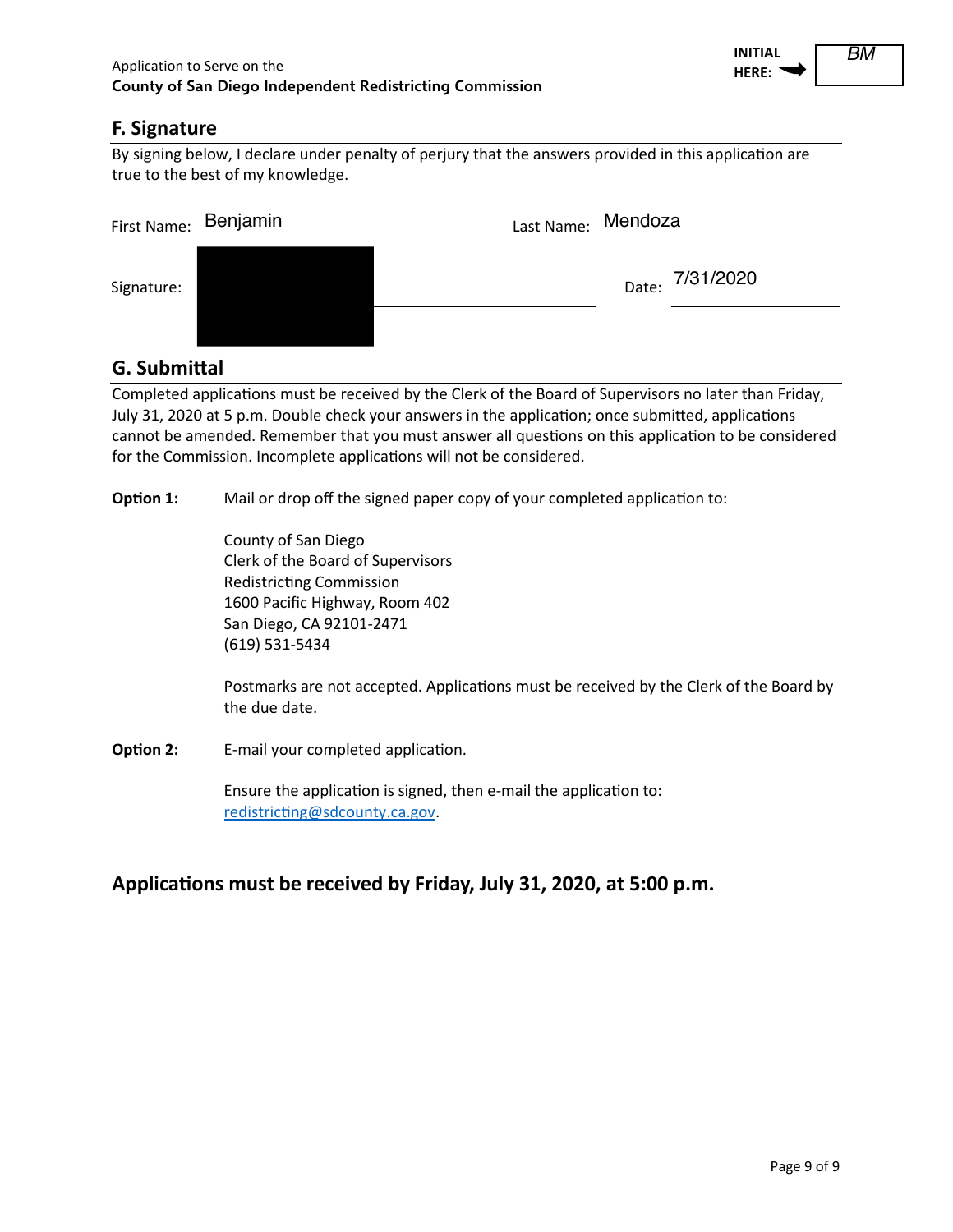Application to Serve on the
**County of San Diego Independent Redistricting Commission**

**INITIAL HERE:** BM

## F. Signature

By signing below, I declare under penalty of perjury that the answers provided in this application are true to the best of my knowledge.

First Name: Benjamin

Last Name: Mendoza

Signature:

Date: 7/31/2020

## G. Submittal

Completed applications must be received by the Clerk of the Board of Supervisors no later than Friday, July 31, 2020 at 5 p.m. Double check your answers in the application; once submitted, applications cannot be amended. Remember that you must answer all questions on this application to be considered for the Commission. Incomplete applications will not be considered.

**Option 1:** Mail or drop off the signed paper copy of your completed application to:

County of San Diego
Clerk of the Board of Supervisors
Redistricting Commission
1600 Pacific Highway, Room 402
San Diego, CA 92101-2471
(619) 531-5434

Postmarks are not accepted. Applications must be received by the Clerk of the Board by the due date.

**Option 2:** E-mail your completed application.

Ensure the application is signed, then e-mail the application to: redistricting@sdcounty.ca.gov.

### Applications must be received by Friday, July 31, 2020, at 5:00 p.m.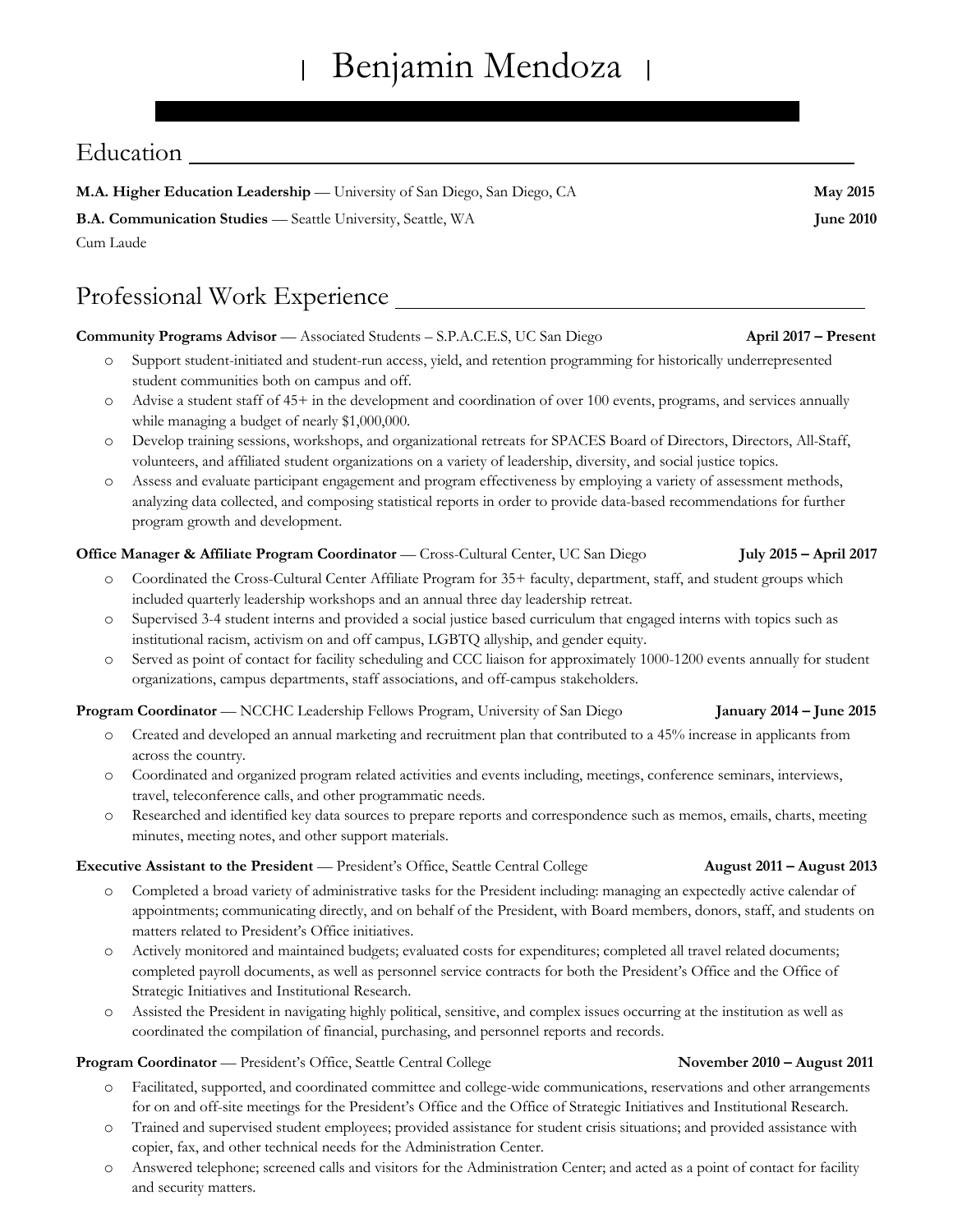# | Benjamin Mendoza |

## Education

**M.A. Higher Education Leadership** — University of San Diego, San Diego, CA **May 2015**

**B.A. Communication Studies** — Seattle University, Seattle, WA **June 2010**

Cum Laude

## Professional Work Experience

**Community Programs Advisor** — Associated Students – S.P.A.C.E.S, UC San Diego **April 2017 – Present**

- Support student-initiated and student-run access, yield, and retention programming for historically underrepresented student communities both on campus and off.
- Advise a student staff of 45+ in the development and coordination of over 100 events, programs, and services annually while managing a budget of nearly $1,000,000.
- Develop training sessions, workshops, and organizational retreats for SPACES Board of Directors, Directors, All-Staff, volunteers, and affiliated student organizations on a variety of leadership, diversity, and social justice topics.
- Assess and evaluate participant engagement and program effectiveness by employing a variety of assessment methods, analyzing data collected, and composing statistical reports in order to provide data-based recommendations for further program growth and development.

**Office Manager & Affiliate Program Coordinator** — Cross-Cultural Center, UC San Diego **July 2015 – April 2017**

- Coordinated the Cross-Cultural Center Affiliate Program for 35+ faculty, department, staff, and student groups which included quarterly leadership workshops and an annual three day leadership retreat.
- Supervised 3-4 student interns and provided a social justice based curriculum that engaged interns with topics such as institutional racism, activism on and off campus, LGBTQ allyship, and gender equity.
- Served as point of contact for facility scheduling and CCC liaison for approximately 1000-1200 events annually for student organizations, campus departments, staff associations, and off-campus stakeholders.

**Program Coordinator** — NCCHC Leadership Fellows Program, University of San Diego **January 2014 – June 2015**

- Created and developed an annual marketing and recruitment plan that contributed to a 45% increase in applicants from across the country.
- Coordinated and organized program related activities and events including, meetings, conference seminars, interviews, travel, teleconference calls, and other programmatic needs.
- Researched and identified key data sources to prepare reports and correspondence such as memos, emails, charts, meeting minutes, meeting notes, and other support materials.

**Executive Assistant to the President** — President's Office, Seattle Central College **August 2011 – August 2013**

- Completed a broad variety of administrative tasks for the President including: managing an expectedly active calendar of appointments; communicating directly, and on behalf of the President, with Board members, donors, staff, and students on matters related to President's Office initiatives.
- Actively monitored and maintained budgets; evaluated costs for expenditures; completed all travel related documents; completed payroll documents, as well as personnel service contracts for both the President's Office and the Office of Strategic Initiatives and Institutional Research.
- Assisted the President in navigating highly political, sensitive, and complex issues occurring at the institution as well as coordinated the compilation of financial, purchasing, and personnel reports and records.

**Program Coordinator** — President's Office, Seattle Central College **November 2010 – August 2011**

- Facilitated, supported, and coordinated committee and college-wide communications, reservations and other arrangements for on and off-site meetings for the President's Office and the Office of Strategic Initiatives and Institutional Research.
- Trained and supervised student employees; provided assistance for student crisis situations; and provided assistance with copier, fax, and other technical needs for the Administration Center.
- Answered telephone; screened calls and visitors for the Administration Center; and acted as a point of contact for facility and security matters.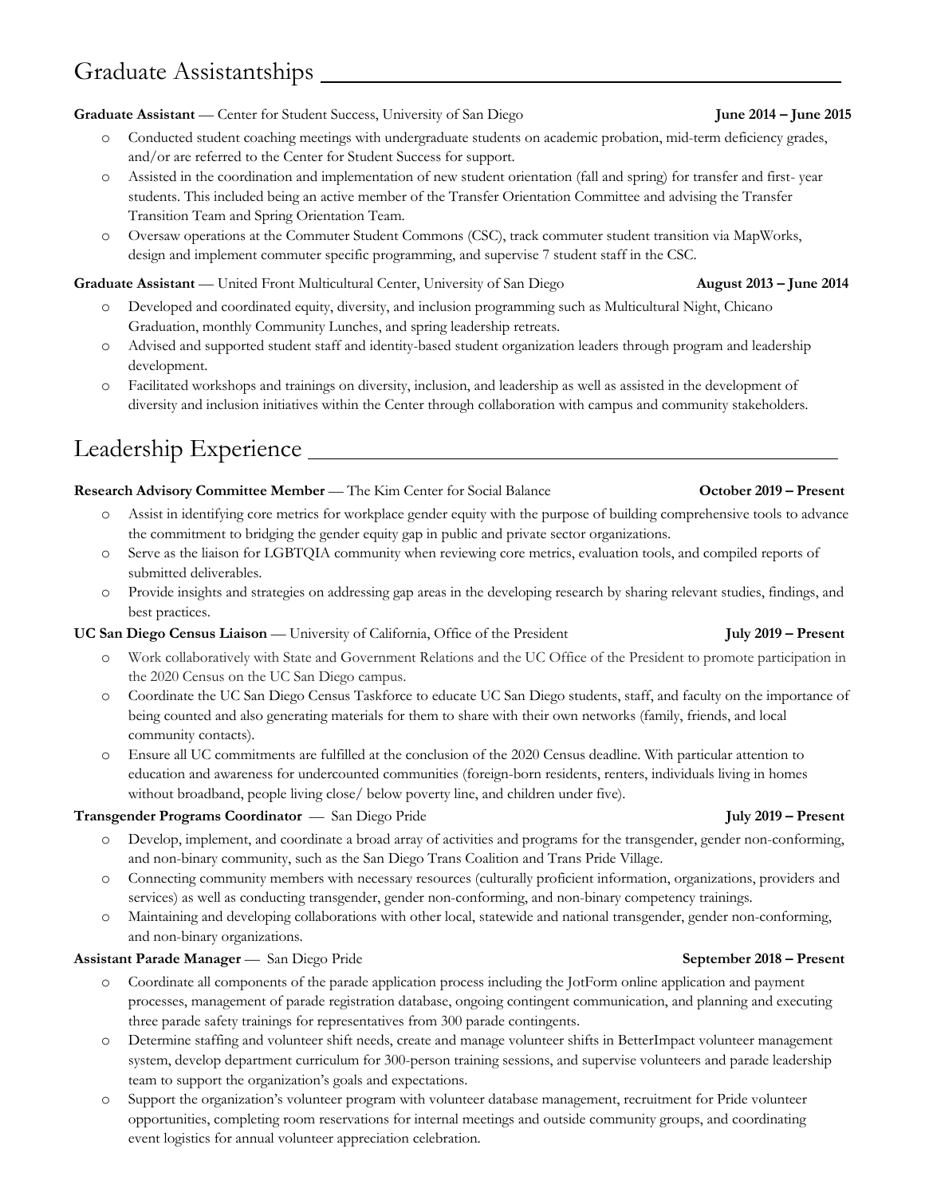## Graduate Assistantships

**Graduate Assistant** — Center for Student Success, University of San Diego **June 2014 – June 2015**

- Conducted student coaching meetings with undergraduate students on academic probation, mid-term deficiency grades, and/or are referred to the Center for Student Success for support.
- Assisted in the coordination and implementation of new student orientation (fall and spring) for transfer and first- year students. This included being an active member of the Transfer Orientation Committee and advising the Transfer Transition Team and Spring Orientation Team.
- Oversaw operations at the Commuter Student Commons (CSC), track commuter student transition via MapWorks, design and implement commuter specific programming, and supervise 7 student staff in the CSC.

**Graduate Assistant** — United Front Multicultural Center, University of San Diego **August 2013 – June 2014**

- Developed and coordinated equity, diversity, and inclusion programming such as Multicultural Night, Chicano Graduation, monthly Community Lunches, and spring leadership retreats.
- Advised and supported student staff and identity-based student organization leaders through program and leadership development.
- Facilitated workshops and trainings on diversity, inclusion, and leadership as well as assisted in the development of diversity and inclusion initiatives within the Center through collaboration with campus and community stakeholders.

## Leadership Experience

**Research Advisory Committee Member** — The Kim Center for Social Balance **October 2019 – Present**

- Assist in identifying core metrics for workplace gender equity with the purpose of building comprehensive tools to advance the commitment to bridging the gender equity gap in public and private sector organizations.
- Serve as the liaison for LGBTQIA community when reviewing core metrics, evaluation tools, and compiled reports of submitted deliverables.
- Provide insights and strategies on addressing gap areas in the developing research by sharing relevant studies, findings, and best practices.

**UC San Diego Census Liaison** — University of California, Office of the President **July 2019 – Present**

- Work collaboratively with State and Government Relations and the UC Office of the President to promote participation in the 2020 Census on the UC San Diego campus.
- Coordinate the UC San Diego Census Taskforce to educate UC San Diego students, staff, and faculty on the importance of being counted and also generating materials for them to share with their own networks (family, friends, and local community contacts).
- Ensure all UC commitments are fulfilled at the conclusion of the 2020 Census deadline. With particular attention to education and awareness for undercounted communities (foreign-born residents, renters, individuals living in homes without broadband, people living close/ below poverty line, and children under five).

**Transgender Programs Coordinator** — San Diego Pride **July 2019 – Present**

- Develop, implement, and coordinate a broad array of activities and programs for the transgender, gender non-conforming, and non-binary community, such as the San Diego Trans Coalition and Trans Pride Village.
- Connecting community members with necessary resources (culturally proficient information, organizations, providers and services) as well as conducting transgender, gender non-conforming, and non-binary competency trainings.
- Maintaining and developing collaborations with other local, statewide and national transgender, gender non-conforming, and non-binary organizations.

**Assistant Parade Manager** — San Diego Pride **September 2018 – Present**

- Coordinate all components of the parade application process including the JotForm online application and payment processes, management of parade registration database, ongoing contingent communication, and planning and executing three parade safety trainings for representatives from 300 parade contingents.
- Determine staffing and volunteer shift needs, create and manage volunteer shifts in BetterImpact volunteer management system, develop department curriculum for 300-person training sessions, and supervise volunteers and parade leadership team to support the organization's goals and expectations.
- Support the organization's volunteer program with volunteer database management, recruitment for Pride volunteer opportunities, completing room reservations for internal meetings and outside community groups, and coordinating event logistics for annual volunteer appreciation celebration.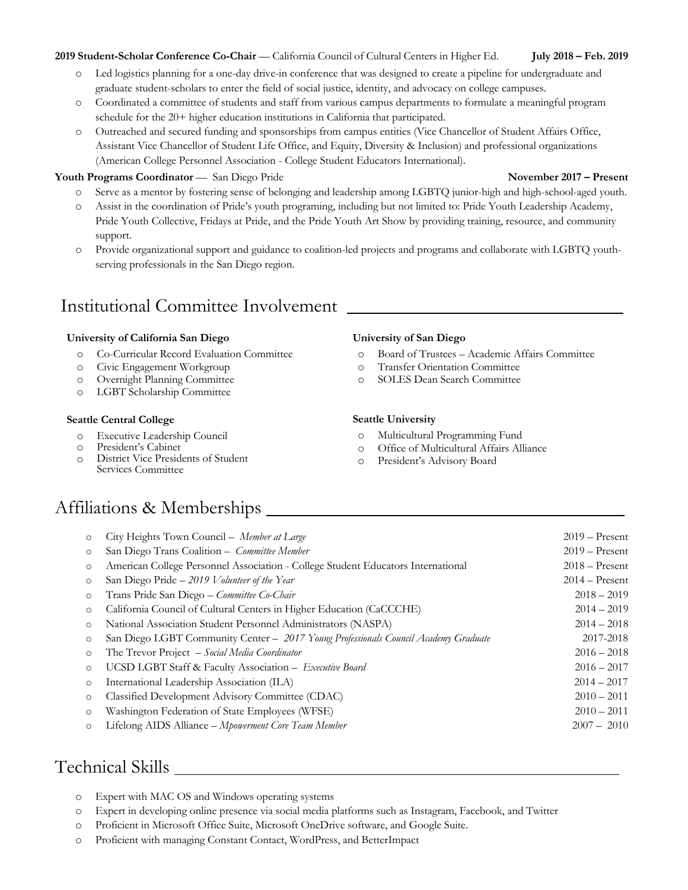**2019 Student-Scholar Conference Co-Chair** — California Council of Cultural Centers in Higher Ed. **July 2018 – Feb. 2019**

- Led logistics planning for a one-day drive-in conference that was designed to create a pipeline for undergraduate and graduate student-scholars to enter the field of social justice, identity, and advocacy on college campuses.
- Coordinated a committee of students and staff from various campus departments to formulate a meaningful program schedule for the 20+ higher education institutions in California that participated.
- Outreached and secured funding and sponsorships from campus entities (Vice Chancellor of Student Affairs Office, Assistant Vice Chancellor of Student Life Office, and Equity, Diversity & Inclusion) and professional organizations (American College Personnel Association - College Student Educators International).

**Youth Programs Coordinator** — San Diego Pride **November 2017 – Present**

- Serve as a mentor by fostering sense of belonging and leadership among LGBTQ junior-high and high-school-aged youth.
- Assist in the coordination of Pride's youth programing, including but not limited to: Pride Youth Leadership Academy, Pride Youth Collective, Fridays at Pride, and the Pride Youth Art Show by providing training, resource, and community support.
- Provide organizational support and guidance to coalition-led projects and programs and collaborate with LGBTQ youth-serving professionals in the San Diego region.

## Institutional Committee Involvement

**University of California San Diego**

- Co-Curricular Record Evaluation Committee
- Civic Engagement Workgroup
- Overnight Planning Committee
- LGBT Scholarship Committee

**University of San Diego**

- Board of Trustees – Academic Affairs Committee
- Transfer Orientation Committee
- SOLES Dean Search Committee

**Seattle Central College**

- Executive Leadership Council
- President's Cabinet
- District Vice Presidents of Student Services Committee

**Seattle University**

- Multicultural Programming Fund
- Office of Multicultural Affairs Alliance
- President's Advisory Board

## Affiliations & Memberships

- City Heights Town Council – *Member at Large* 2019 – Present
- San Diego Trans Coalition – *Committee Member* 2019 – Present
- American College Personnel Association - College Student Educators International 2018 – Present
- San Diego Pride – *2019 Volunteer of the Year* 2014 – Present
- Trans Pride San Diego – *Committee Co-Chair* 2018 – 2019
- California Council of Cultural Centers in Higher Education (CaCCCHE) 2014 – 2019
- National Association Student Personnel Administrators (NASPA) 2014 – 2018
- San Diego LGBT Community Center – *2017 Young Professionals Council Academy Graduate* 2017-2018
- The Trevor Project – *Social Media Coordinator* 2016 – 2018
- UCSD LGBT Staff & Faculty Association – *Executive Board* 2016 – 2017
- International Leadership Association (ILA) 2014 – 2017
- Classified Development Advisory Committee (CDAC) 2010 – 2011
- Washington Federation of State Employees (WFSE) 2010 – 2011
- Lifelong AIDS Alliance – *Mpowerment Core Team Member* 2007 – 2010

## Technical Skills

- Expert with MAC OS and Windows operating systems
- Expert in developing online presence via social media platforms such as Instagram, Facebook, and Twitter
- Proficient in Microsoft Office Suite, Microsoft OneDrive software, and Google Suite.
- Proficient with managing Constant Contact, WordPress, and BetterImpact